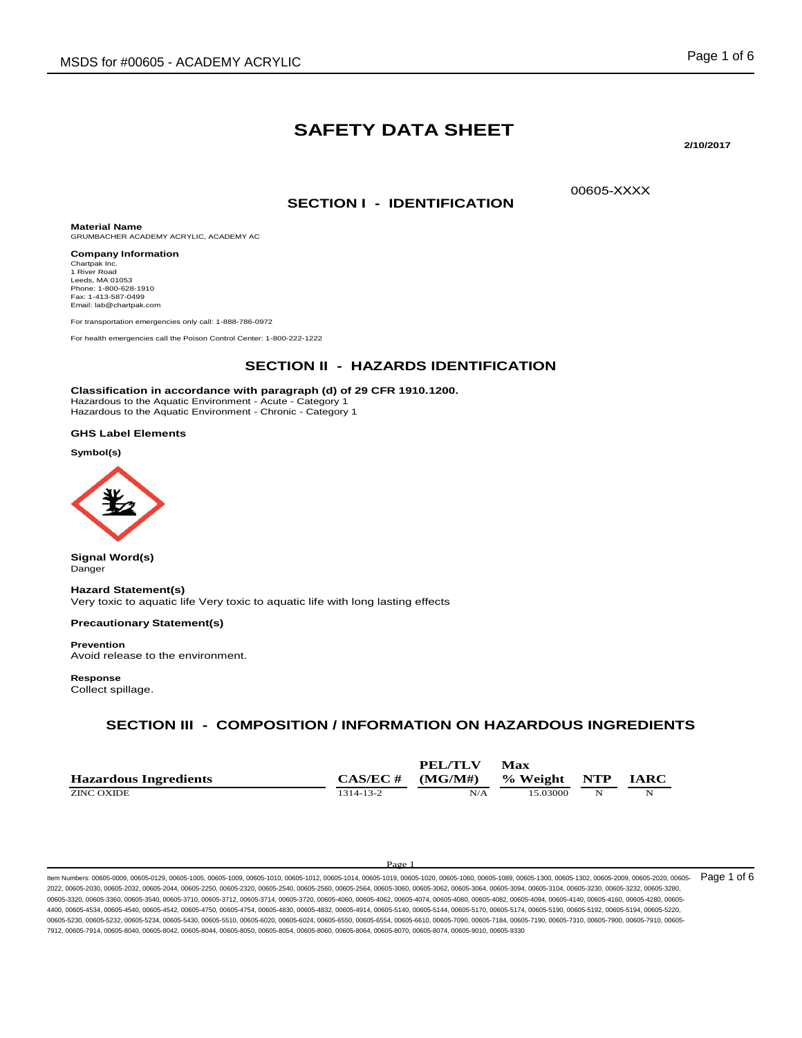# SAFETY DATA SHEET

**2/10/2017**

00605-XXXX

## SECTION I - IDENTIFICATION

**Material Name**
GRUMBACHER ACADEMY ACRYLIC, ACADEMY AC

**Company Information**
Chartpak Inc.
1 River Road
Leeds, MA 01053
Phone: 1-800-628-1910
Fax: 1-413-587-0499
Email: lab@chartpak.com

For transportation emergencies only call: 1-888-786-0972

For health emergencies call the Poison Control Center: 1-800-222-1222

## SECTION II - HAZARDS IDENTIFICATION

**Classification in accordance with paragraph (d) of 29 CFR 1910.1200.**
Hazardous to the Aquatic Environment - Acute - Category 1
Hazardous to the Aquatic Environment - Chronic - Category 1

**GHS Label Elements**

**Symbol(s)**

**Signal Word(s)**
Danger

**Hazard Statement(s)**
Very toxic to aquatic life Very toxic to aquatic life with long lasting effects

**Precautionary Statement(s)**

**Prevention**
Avoid release to the environment.

**Response**
Collect spillage.

## SECTION III - COMPOSITION / INFORMATION ON HAZARDOUS INGREDIENTS

| Hazardous Ingredients | CAS/EC # | PEL/TLV (MG/M#) | Max % Weight | NTP | IARC |
|---|---|---|---|---|---|
| ZINC OXIDE | 1314-13-2 | N/A | 15.03000 | N | N |

Item Numbers: 00605-0009, 00605-0129, 00605-1005, 00605-1009, 00605-1010, 00605-1012, 00605-1014, 00605-1019, 00605-1020, 00605-1060, 00605-1089, 00605-1300, 00605-1302, 00605-2009, 00605-2020, 00605-2022, 00605-2030, 00605-2032, 00605-2044, 00605-2250, 00605-2320, 00605-2540, 00605-2560, 00605-2564, 00605-3060, 00605-3062, 00605-3064, 00605-3094, 00605-3104, 00605-3230, 00605-3232, 00605-3280, 00605-3320, 00605-3360, 00605-3540, 00605-3710, 00605-3712, 00605-3714, 00605-3720, 00605-4060, 00605-4062, 00605-4074, 00605-4080, 00605-4082, 00605-4094, 00605-4140, 00605-4160, 00605-4280, 00605-4400, 00605-4534, 00605-4540, 00605-4542, 00605-4750, 00605-4754, 00605-4830, 00605-4832, 00605-4914, 00605-5140, 00605-5144, 00605-5170, 00605-5174, 00605-5190, 00605-5192, 00605-5194, 00605-5220, 00605-5230, 00605-5232, 00605-5234, 00605-5430, 00605-5510, 00605-6020, 00605-6024, 00605-6550, 00605-6554, 00605-6610, 00605-7090, 00605-7184, 00605-7190, 00605-7310, 00605-7900, 00605-7910, 00605-7912, 00605-7914, 00605-8040, 00605-8042, 00605-8044, 00605-8050, 00605-8054, 00605-8060, 00605-8064, 00605-8070, 00605-8074, 00605-9010, 00605-9330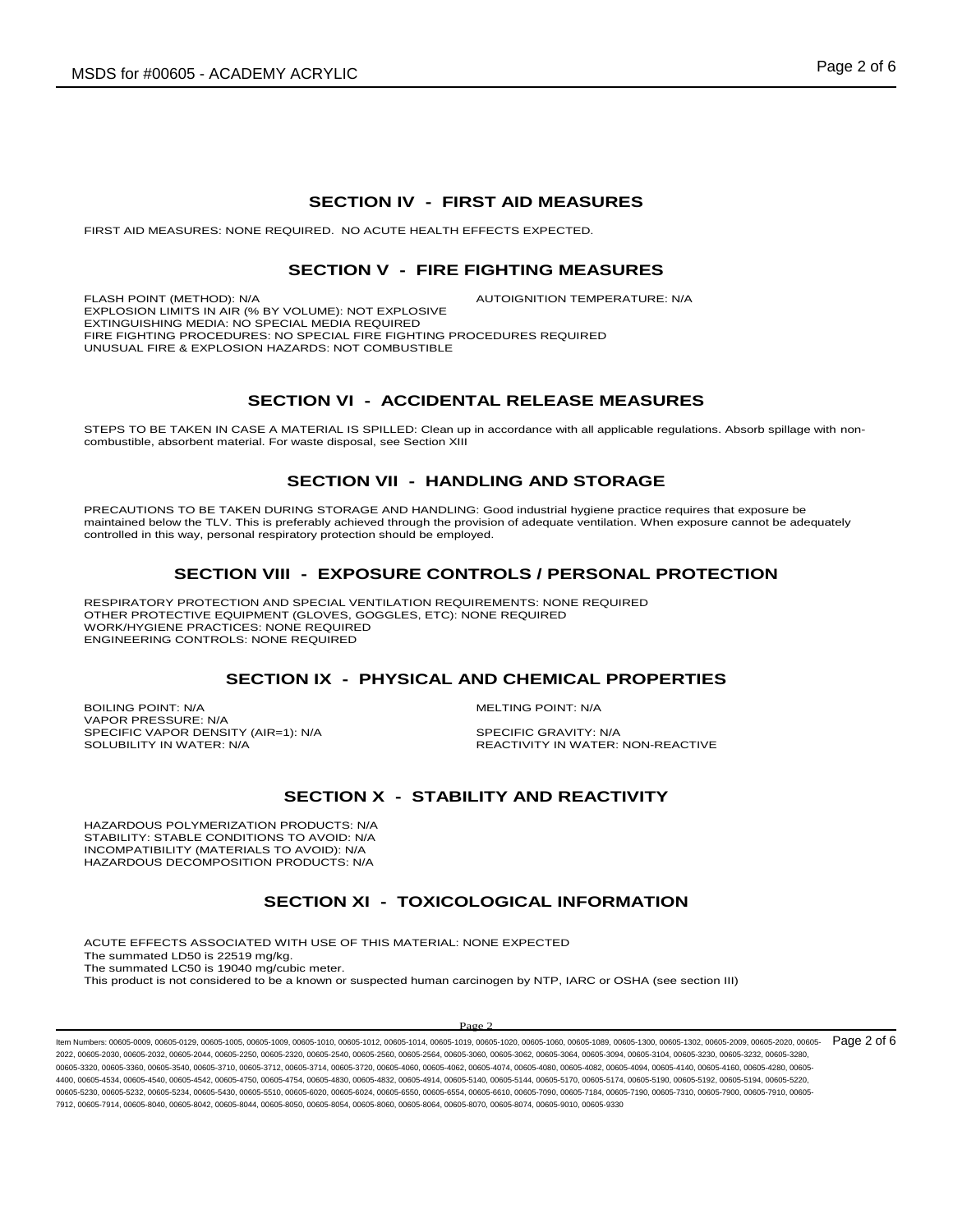## SECTION IV - FIRST AID MEASURES

FIRST AID MEASURES: NONE REQUIRED. NO ACUTE HEALTH EFFECTS EXPECTED.

## SECTION V - FIRE FIGHTING MEASURES

FLASH POINT (METHOD): N/A

AUTOIGNITION TEMPERATURE: N/A

EXPLOSION LIMITS IN AIR (% BY VOLUME): NOT EXPLOSIVE

EXTINGUISHING MEDIA: NO SPECIAL MEDIA REQUIRED

FIRE FIGHTING PROCEDURES: NO SPECIAL FIRE FIGHTING PROCEDURES REQUIRED

UNUSUAL FIRE & EXPLOSION HAZARDS: NOT COMBUSTIBLE

## SECTION VI - ACCIDENTAL RELEASE MEASURES

STEPS TO BE TAKEN IN CASE A MATERIAL IS SPILLED: Clean up in accordance with all applicable regulations. Absorb spillage with non-combustible, absorbent material. For waste disposal, see Section XIII

## SECTION VII - HANDLING AND STORAGE

PRECAUTIONS TO BE TAKEN DURING STORAGE AND HANDLING: Good industrial hygiene practice requires that exposure be maintained below the TLV. This is preferably achieved through the provision of adequate ventilation. When exposure cannot be adequately controlled in this way, personal respiratory protection should be employed.

## SECTION VIII - EXPOSURE CONTROLS / PERSONAL PROTECTION

RESPIRATORY PROTECTION AND SPECIAL VENTILATION REQUIREMENTS: NONE REQUIRED

OTHER PROTECTIVE EQUIPMENT (GLOVES, GOGGLES, ETC): NONE REQUIRED

WORK/HYGIENE PRACTICES: NONE REQUIRED

ENGINEERING CONTROLS: NONE REQUIRED

## SECTION IX - PHYSICAL AND CHEMICAL PROPERTIES

BOILING POINT: N/A

MELTING POINT: N/A

VAPOR PRESSURE: N/A

SPECIFIC VAPOR DENSITY (AIR=1): N/A

SPECIFIC GRAVITY: N/A

SOLUBILITY IN WATER: N/A

REACTIVITY IN WATER: NON-REACTIVE

## SECTION X - STABILITY AND REACTIVITY

HAZARDOUS POLYMERIZATION PRODUCTS: N/A

STABILITY: STABLE CONDITIONS TO AVOID: N/A

INCOMPATIBILITY (MATERIALS TO AVOID): N/A

HAZARDOUS DECOMPOSITION PRODUCTS: N/A

## SECTION XI - TOXICOLOGICAL INFORMATION

ACUTE EFFECTS ASSOCIATED WITH USE OF THIS MATERIAL: NONE EXPECTED

The summated LD50 is 22519 mg/kg.

The summated LC50 is 19040 mg/cubic meter.

This product is not considered to be a known or suspected human carcinogen by NTP, IARC or OSHA (see section III)

Item Numbers: 00605-0009, 00605-0129, 00605-1005, 00605-1009, 00605-1010, 00605-1012, 00605-1014, 00605-1019, 00605-1020, 00605-1060, 00605-1089, 00605-1300, 00605-1302, 00605-2009, 00605-2020, 00605-2022, 00605-2030, 00605-2032, 00605-2044, 00605-2250, 00605-2320, 00605-2540, 00605-2560, 00605-2564, 00605-3060, 00605-3062, 00605-3064, 00605-3094, 00605-3104, 00605-3230, 00605-3232, 00605-3280, 00605-3320, 00605-3360, 00605-3540, 00605-3710, 00605-3712, 00605-3714, 00605-3720, 00605-4060, 00605-4062, 00605-4074, 00605-4080, 00605-4082, 00605-4094, 00605-4140, 00605-4160, 00605-4280, 00605-4400, 00605-4534, 00605-4540, 00605-4542, 00605-4750, 00605-4754, 00605-4830, 00605-4832, 00605-4914, 00605-5140, 00605-5144, 00605-5170, 00605-5174, 00605-5190, 00605-5192, 00605-5194, 00605-5220, 00605-5230, 00605-5232, 00605-5234, 00605-5430, 00605-5510, 00605-6020, 00605-6024, 00605-6550, 00605-6554, 00605-6610, 00605-7090, 00605-7184, 00605-7190, 00605-7310, 00605-7900, 00605-7910, 00605-7912, 00605-7914, 00605-8040, 00605-8042, 00605-8044, 00605-8050, 00605-8054, 00605-8060, 00605-8064, 00605-8070, 00605-8074, 00605-9010, 00605-9330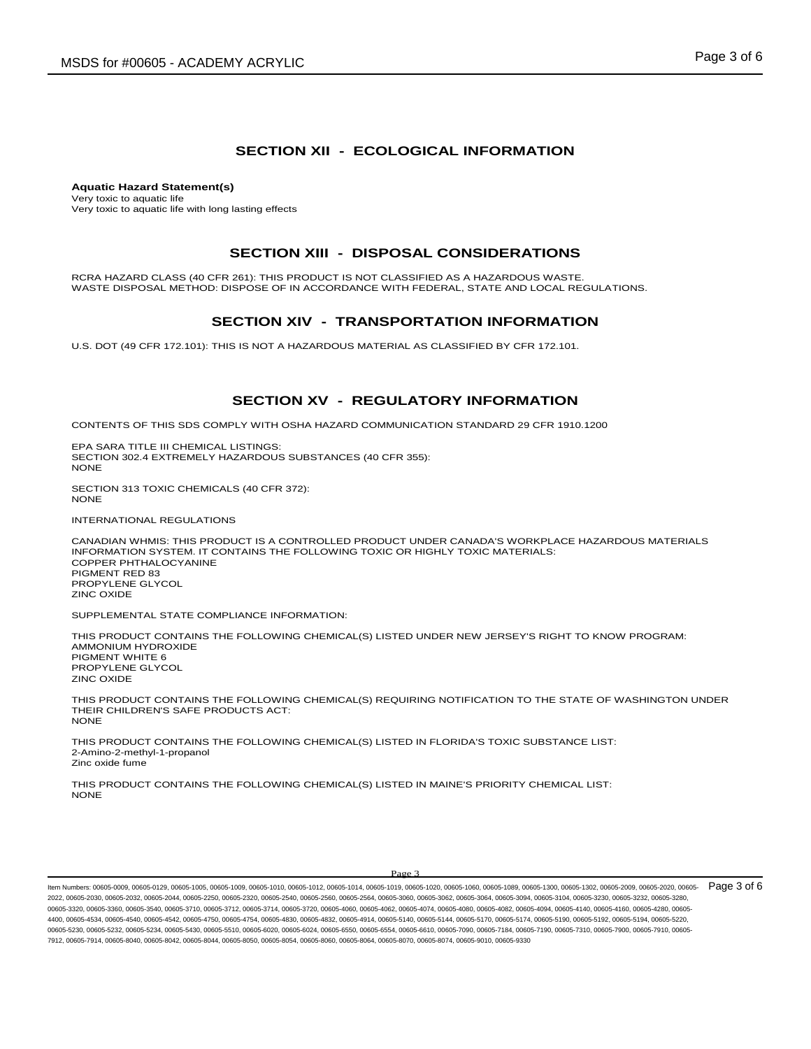## SECTION XII - ECOLOGICAL INFORMATION

**Aquatic Hazard Statement(s)**
Very toxic to aquatic life
Very toxic to aquatic life with long lasting effects

## SECTION XIII - DISPOSAL CONSIDERATIONS

RCRA HAZARD CLASS (40 CFR 261): THIS PRODUCT IS NOT CLASSIFIED AS A HAZARDOUS WASTE.
WASTE DISPOSAL METHOD: DISPOSE OF IN ACCORDANCE WITH FEDERAL, STATE AND LOCAL REGULATIONS.

## SECTION XIV - TRANSPORTATION INFORMATION

U.S. DOT (49 CFR 172.101): THIS IS NOT A HAZARDOUS MATERIAL AS CLASSIFIED BY CFR 172.101.

## SECTION XV - REGULATORY INFORMATION

CONTENTS OF THIS SDS COMPLY WITH OSHA HAZARD COMMUNICATION STANDARD 29 CFR 1910.1200

EPA SARA TITLE III CHEMICAL LISTINGS:
SECTION 302.4 EXTREMELY HAZARDOUS SUBSTANCES (40 CFR 355):
NONE

SECTION 313 TOXIC CHEMICALS (40 CFR 372):
NONE

INTERNATIONAL REGULATIONS

CANADIAN WHMIS: THIS PRODUCT IS A CONTROLLED PRODUCT UNDER CANADA'S WORKPLACE HAZARDOUS MATERIALS INFORMATION SYSTEM. IT CONTAINS THE FOLLOWING TOXIC OR HIGHLY TOXIC MATERIALS:
COPPER PHTHALOCYANINE
PIGMENT RED 83
PROPYLENE GLYCOL
ZINC OXIDE

SUPPLEMENTAL STATE COMPLIANCE INFORMATION:

THIS PRODUCT CONTAINS THE FOLLOWING CHEMICAL(S) LISTED UNDER NEW JERSEY'S RIGHT TO KNOW PROGRAM:
AMMONIUM HYDROXIDE
PIGMENT WHITE 6
PROPYLENE GLYCOL
ZINC OXIDE

THIS PRODUCT CONTAINS THE FOLLOWING CHEMICAL(S) REQUIRING NOTIFICATION TO THE STATE OF WASHINGTON UNDER THEIR CHILDREN'S SAFE PRODUCTS ACT:
NONE

THIS PRODUCT CONTAINS THE FOLLOWING CHEMICAL(S) LISTED IN FLORIDA'S TOXIC SUBSTANCE LIST:
2-Amino-2-methyl-1-propanol
Zinc oxide fume

THIS PRODUCT CONTAINS THE FOLLOWING CHEMICAL(S) LISTED IN MAINE'S PRIORITY CHEMICAL LIST:
NONE

Item Numbers: 00605-0009, 00605-0129, 00605-1005, 00605-1009, 00605-1010, 00605-1012, 00605-1014, 00605-1019, 00605-1020, 00605-1060, 00605-1089, 00605-1300, 00605-1302, 00605-2009, 00605-2020, 00605-2022, 00605-2030, 00605-2032, 00605-2044, 00605-2250, 00605-2320, 00605-2540, 00605-2560, 00605-2564, 00605-3060, 00605-3062, 00605-3064, 00605-3094, 00605-3104, 00605-3230, 00605-3232, 00605-3280, 00605-3320, 00605-3360, 00605-3540, 00605-3710, 00605-3712, 00605-3714, 00605-3720, 00605-4060, 00605-4062, 00605-4074, 00605-4080, 00605-4082, 00605-4094, 00605-4140, 00605-4160, 00605-4280, 00605-4400, 00605-4534, 00605-4540, 00605-4542, 00605-4750, 00605-4754, 00605-4830, 00605-4832, 00605-4914, 00605-5140, 00605-5144, 00605-5170, 00605-5174, 00605-5190, 00605-5192, 00605-5194, 00605-5220, 00605-5230, 00605-5232, 00605-5234, 00605-5430, 00605-5510, 00605-6020, 00605-6024, 00605-6550, 00605-6554, 00605-6610, 00605-7090, 00605-7184, 00605-7190, 00605-7310, 00605-7900, 00605-7910, 00605-7912, 00605-7914, 00605-8040, 00605-8042, 00605-8044, 00605-8050, 00605-8054, 00605-8060, 00605-8064, 00605-8070, 00605-8074, 00605-9010, 00605-9330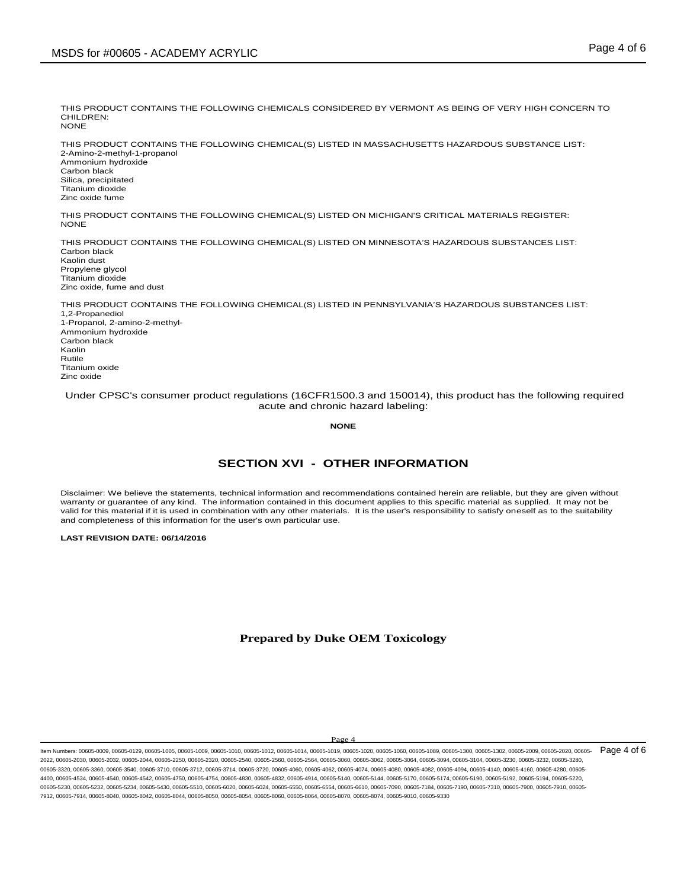THIS PRODUCT CONTAINS THE FOLLOWING CHEMICALS CONSIDERED BY VERMONT AS BEING OF VERY HIGH CONCERN TO CHILDREN:
NONE

THIS PRODUCT CONTAINS THE FOLLOWING CHEMICAL(S) LISTED IN MASSACHUSETTS HAZARDOUS SUBSTANCE LIST:
2-Amino-2-methyl-1-propanol
Ammonium hydroxide
Carbon black
Silica, precipitated
Titanium dioxide
Zinc oxide fume

THIS PRODUCT CONTAINS THE FOLLOWING CHEMICAL(S) LISTED ON MICHIGAN'S CRITICAL MATERIALS REGISTER:
NONE

THIS PRODUCT CONTAINS THE FOLLOWING CHEMICAL(S) LISTED ON MINNESOTA'S HAZARDOUS SUBSTANCES LIST:
Carbon black
Kaolin dust
Propylene glycol
Titanium dioxide
Zinc oxide, fume and dust

THIS PRODUCT CONTAINS THE FOLLOWING CHEMICAL(S) LISTED IN PENNSYLVANIA'S HAZARDOUS SUBSTANCES LIST:
1,2-Propanediol
1-Propanol, 2-amino-2-methyl-
Ammonium hydroxide
Carbon black
Kaolin
Rutile
Titanium oxide
Zinc oxide

Under CPSC's consumer product regulations (16CFR1500.3 and 150014), this product has the following required acute and chronic hazard labeling:

**NONE**

## SECTION XVI - OTHER INFORMATION

Disclaimer: We believe the statements, technical information and recommendations contained herein are reliable, but they are given without warranty or guarantee of any kind. The information contained in this document applies to this specific material as supplied. It may not be valid for this material if it is used in combination with any other materials. It is the user's responsibility to satisfy oneself as to the suitability and completeness of this information for the user's own particular use.

**LAST REVISION DATE: 06/14/2016**

**Prepared by Duke OEM Toxicology**

Item Numbers: 00605-0009, 00605-0129, 00605-1005, 00605-1009, 00605-1010, 00605-1012, 00605-1014, 00605-1019, 00605-1020, 00605-1060, 00605-1089, 00605-1300, 00605-1302, 00605-2009, 00605-2020, 00605-2022, 00605-2030, 00605-2032, 00605-2044, 00605-2250, 00605-2320, 00605-2540, 00605-2560, 00605-2564, 00605-3060, 00605-3062, 00605-3064, 00605-3094, 00605-3104, 00605-3230, 00605-3232, 00605-3280, 00605-3320, 00605-3360, 00605-3540, 00605-3710, 00605-3712, 00605-3714, 00605-3720, 00605-4060, 00605-4062, 00605-4074, 00605-4080, 00605-4082, 00605-4094, 00605-4140, 00605-4160, 00605-4280, 00605-4400, 00605-4534, 00605-4540, 00605-4542, 00605-4750, 00605-4754, 00605-4830, 00605-4832, 00605-4914, 00605-5140, 00605-5144, 00605-5170, 00605-5174, 00605-5190, 00605-5192, 00605-5194, 00605-5220, 00605-5230, 00605-5232, 00605-5234, 00605-5430, 00605-5510, 00605-6020, 00605-6024, 00605-6550, 00605-6554, 00605-6610, 00605-7090, 00605-7184, 00605-7190, 00605-7310, 00605-7900, 00605-7910, 00605-7912, 00605-7914, 00605-8040, 00605-8042, 00605-8044, 00605-8050, 00605-8054, 00605-8060, 00605-8064, 00605-8070, 00605-8074, 00605-9010, 00605-9330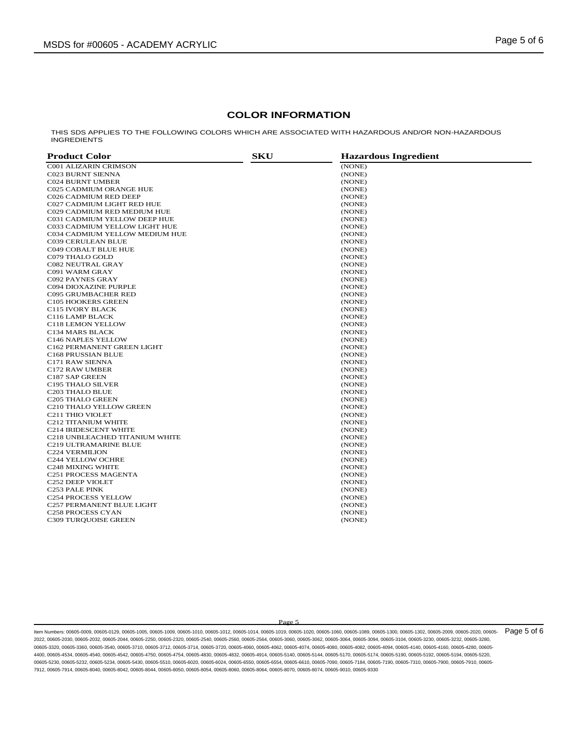## COLOR INFORMATION

THIS SDS APPLIES TO THE FOLLOWING COLORS WHICH ARE ASSOCIATED WITH HAZARDOUS AND/OR NON-HAZARDOUS INGREDIENTS

| Product Color | SKU | Hazardous Ingredient |
|---|---|---|
| C001 ALIZARIN CRIMSON | | (NONE) |
| C023 BURNT SIENNA | | (NONE) |
| C024 BURNT UMBER | | (NONE) |
| C025 CADMIUM ORANGE HUE | | (NONE) |
| C026 CADMIUM RED DEEP | | (NONE) |
| C027 CADMIUM LIGHT RED HUE | | (NONE) |
| C029 CADMIUM RED MEDIUM HUE | | (NONE) |
| C031 CADMIUM YELLOW DEEP HUE | | (NONE) |
| C033 CADMIUM YELLOW LIGHT HUE | | (NONE) |
| C034 CADMIUM YELLOW MEDIUM HUE | | (NONE) |
| C039 CERULEAN BLUE | | (NONE) |
| C049 COBALT BLUE HUE | | (NONE) |
| C079 THALO GOLD | | (NONE) |
| C082 NEUTRAL GRAY | | (NONE) |
| C091 WARM GRAY | | (NONE) |
| C092 PAYNES GRAY | | (NONE) |
| C094 DIOXAZINE PURPLE | | (NONE) |
| C095 GRUMBACHER RED | | (NONE) |
| C105 HOOKERS GREEN | | (NONE) |
| C115 IVORY BLACK | | (NONE) |
| C116 LAMP BLACK | | (NONE) |
| C118 LEMON YELLOW | | (NONE) |
| C134 MARS BLACK | | (NONE) |
| C146 NAPLES YELLOW | | (NONE) |
| C162 PERMANENT GREEN LIGHT | | (NONE) |
| C168 PRUSSIAN BLUE | | (NONE) |
| C171 RAW SIENNA | | (NONE) |
| C172 RAW UMBER | | (NONE) |
| C187 SAP GREEN | | (NONE) |
| C195 THALO SILVER | | (NONE) |
| C203 THALO BLUE | | (NONE) |
| C205 THALO GREEN | | (NONE) |
| C210 THALO YELLOW GREEN | | (NONE) |
| C211 THIO VIOLET | | (NONE) |
| C212 TITANIUM WHITE | | (NONE) |
| C214 IRIDESCENT WHITE | | (NONE) |
| C218 UNBLEACHED TITANIUM WHITE | | (NONE) |
| C219 ULTRAMARINE BLUE | | (NONE) |
| C224 VERMILION | | (NONE) |
| C244 YELLOW OCHRE | | (NONE) |
| C248 MIXING WHITE | | (NONE) |
| C251 PROCESS MAGENTA | | (NONE) |
| C252 DEEP VIOLET | | (NONE) |
| C253 PALE PINK | | (NONE) |
| C254 PROCESS YELLOW | | (NONE) |
| C257 PERMANENT BLUE LIGHT | | (NONE) |
| C258 PROCESS CYAN | | (NONE) |
| C309 TURQUOISE GREEN | | (NONE) |

Item Numbers: 00605-0009, 00605-0129, 00605-1005, 00605-1009, 00605-1010, 00605-1012, 00605-1014, 00605-1019, 00605-1020, 00605-1060, 00605-1089, 00605-1300, 00605-1302, 00605-2009, 00605-2020, 00605-2022, 00605-2030, 00605-2032, 00605-2044, 00605-2250, 00605-2320, 00605-2540, 00605-2560, 00605-2564, 00605-3060, 00605-3062, 00605-3064, 00605-3094, 00605-3104, 00605-3230, 00605-3232, 00605-3280, 00605-3320, 00605-3360, 00605-3540, 00605-3710, 00605-3712, 00605-3714, 00605-3720, 00605-4060, 00605-4062, 00605-4074, 00605-4080, 00605-4082, 00605-4094, 00605-4140, 00605-4160, 00605-4280, 00605-4400, 00605-4534, 00605-4540, 00605-4542, 00605-4750, 00605-4754, 00605-4830, 00605-4832, 00605-4914, 00605-5140, 00605-5144, 00605-5170, 00605-5174, 00605-5190, 00605-5192, 00605-5194, 00605-5220, 00605-5230, 00605-5232, 00605-5234, 00605-5430, 00605-5510, 00605-6020, 00605-6024, 00605-6550, 00605-6554, 00605-6610, 00605-7090, 00605-7184, 00605-7190, 00605-7310, 00605-7900, 00605-7910, 00605-7912, 00605-7914, 00605-8040, 00605-8042, 00605-8044, 00605-8050, 00605-8054, 00605-8060, 00605-8064, 00605-8070, 00605-8074, 00605-9010, 00605-9330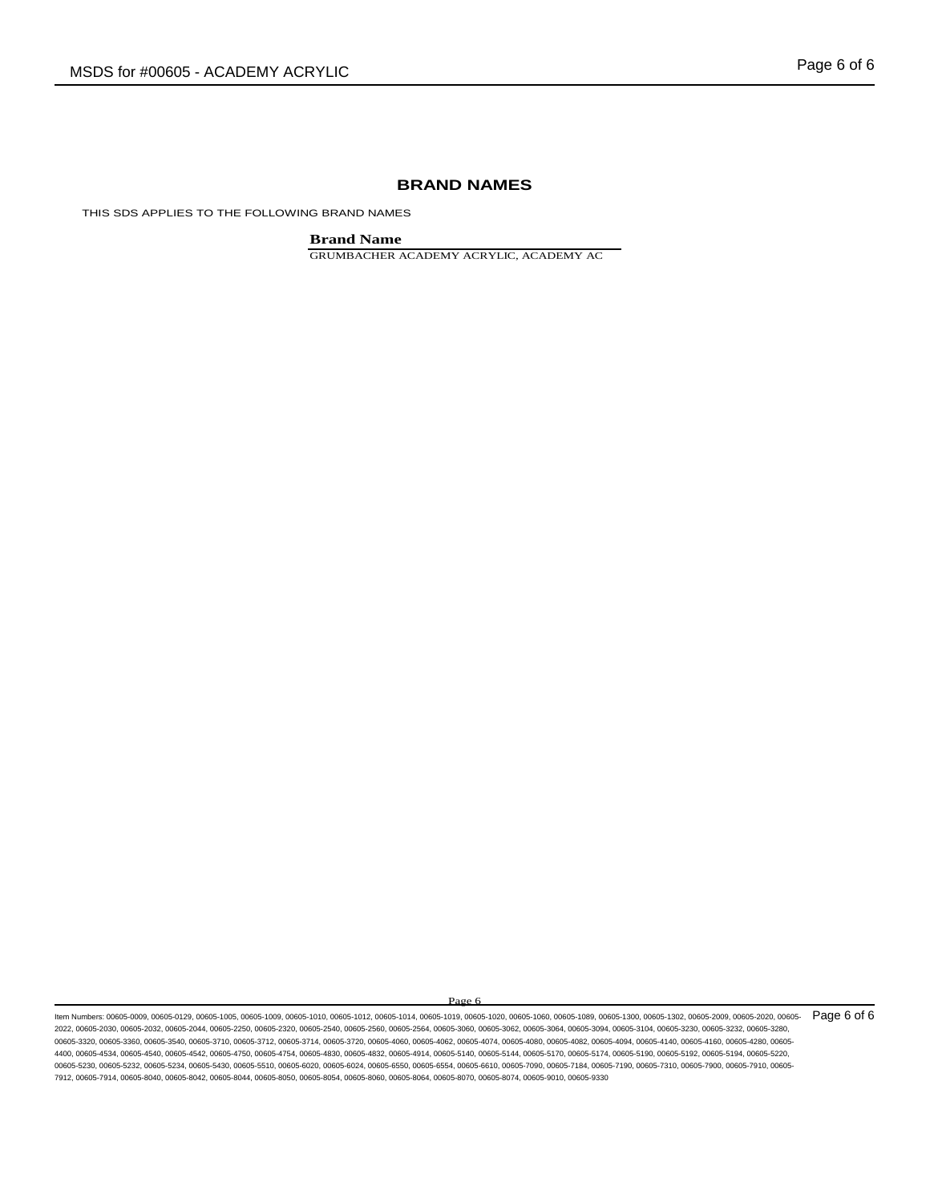## BRAND NAMES

THIS SDS APPLIES TO THE FOLLOWING BRAND NAMES

| Brand Name |
|---|
| GRUMBACHER ACADEMY ACRYLIC, ACADEMY AC |